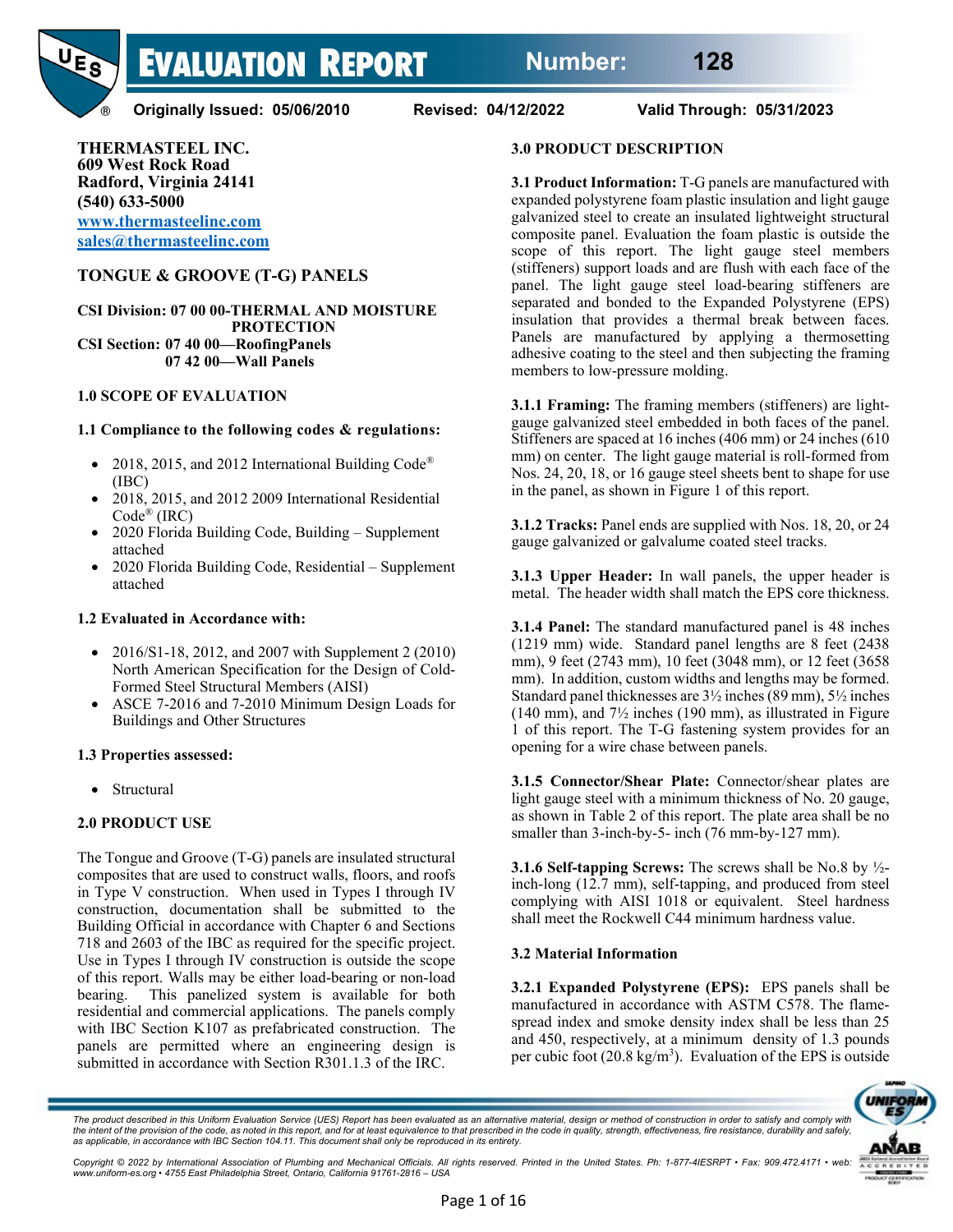# EVALUATION REPORT

**Number: 128**

**Originally Issued: 05/06/2010 Revised: 04/12/2022 Valid Through: 05/31/2023**

**THERMASTEEL INC.**
**609 West Rock Road**
**Radford, Virginia 24141**
**(540) 633-5000**
**www.thermasteelinc.com**
**sales@thermasteelinc.com**

## TONGUE & GROOVE (T-G) PANELS

**CSI Division: 07 00 00-THERMAL AND MOISTURE PROTECTION**
**CSI Section: 07 40 00—RoofingPanels**
**07 42 00—Wall Panels**

### 1.0 SCOPE OF EVALUATION

**1.1 Compliance to the following codes & regulations:**

- 2018, 2015, and 2012 International Building Code® (IBC)
- 2018, 2015, and 2012 2009 International Residential Code® (IRC)
- 2020 Florida Building Code, Building – Supplement attached
- 2020 Florida Building Code, Residential – Supplement attached

**1.2 Evaluated in Accordance with:**

- 2016/S1-18, 2012, and 2007 with Supplement 2 (2010) North American Specification for the Design of Cold-Formed Steel Structural Members (AISI)
- ASCE 7-2016 and 7-2010 Minimum Design Loads for Buildings and Other Structures

**1.3 Properties assessed:**

- Structural

### 2.0 PRODUCT USE

The Tongue and Groove (T-G) panels are insulated structural composites that are used to construct walls, floors, and roofs in Type V construction. When used in Types I through IV construction, documentation shall be submitted to the Building Official in accordance with Chapter 6 and Sections 718 and 2603 of the IBC as required for the specific project. Use in Types I through IV construction is outside the scope of this report. Walls may be either load-bearing or non-load bearing. This panelized system is available for both residential and commercial applications. The panels comply with IBC Section K107 as prefabricated construction. The panels are permitted where an engineering design is submitted in accordance with Section R301.1.3 of the IRC.

### 3.0 PRODUCT DESCRIPTION

**3.1 Product Information:** T-G panels are manufactured with expanded polystyrene foam plastic insulation and light gauge galvanized steel to create an insulated lightweight structural composite panel. Evaluation the foam plastic is outside the scope of this report. The light gauge steel members (stiffeners) support loads and are flush with each face of the panel. The light gauge steel load-bearing stiffeners are separated and bonded to the Expanded Polystyrene (EPS) insulation that provides a thermal break between faces. Panels are manufactured by applying a thermosetting adhesive coating to the steel and then subjecting the framing members to low-pressure molding.

**3.1.1 Framing:** The framing members (stiffeners) are light-gauge galvanized steel embedded in both faces of the panel. Stiffeners are spaced at 16 inches (406 mm) or 24 inches (610 mm) on center. The light gauge material is roll-formed from Nos. 24, 20, 18, or 16 gauge steel sheets bent to shape for use in the panel, as shown in Figure 1 of this report.

**3.1.2 Tracks:** Panel ends are supplied with Nos. 18, 20, or 24 gauge galvanized or galvalume coated steel tracks.

**3.1.3 Upper Header:** In wall panels, the upper header is metal. The header width shall match the EPS core thickness.

**3.1.4 Panel:** The standard manufactured panel is 48 inches (1219 mm) wide. Standard panel lengths are 8 feet (2438 mm), 9 feet (2743 mm), 10 feet (3048 mm), or 12 feet (3658 mm). In addition, custom widths and lengths may be formed. Standard panel thicknesses are 3½ inches (89 mm), 5½ inches (140 mm), and 7½ inches (190 mm), as illustrated in Figure 1 of this report. The T-G fastening system provides for an opening for a wire chase between panels.

**3.1.5 Connector/Shear Plate:** Connector/shear plates are light gauge steel with a minimum thickness of No. 20 gauge, as shown in Table 2 of this report. The plate area shall be no smaller than 3-inch-by-5- inch (76 mm-by-127 mm).

**3.1.6 Self-tapping Screws:** The screws shall be No.8 by ½-inch-long (12.7 mm), self-tapping, and produced from steel complying with AISI 1018 or equivalent. Steel hardness shall meet the Rockwell C44 minimum hardness value.

**3.2 Material Information**

**3.2.1 Expanded Polystyrene (EPS):** EPS panels shall be manufactured in accordance with ASTM C578. The flame-spread index and smoke density index shall be less than 25 and 450, respectively, at a minimum density of 1.3 pounds per cubic foot (20.8 kg/m$^3$). Evaluation of the EPS is outside

*The product described in this Uniform Evaluation Service (UES) Report has been evaluated as an alternative material, design or method of construction in order to satisfy and comply with the intent of the provision of the code, as noted in this report, and for at least equivalence to that prescribed in the code in quality, strength, effectiveness, fire resistance, durability and safety, as applicable, in accordance with IBC Section 104.11. This document shall only be reproduced in its entirety.*

*Copyright © 2022 by International Association of Plumbing and Mechanical Officials. All rights reserved. Printed in the United States. Ph: 1-877-4IESRPT • Fax: 909.472.4171 • web: www.uniform-es.org • 4755 East Philadelphia Street, Ontario, California 91761-2816 – USA*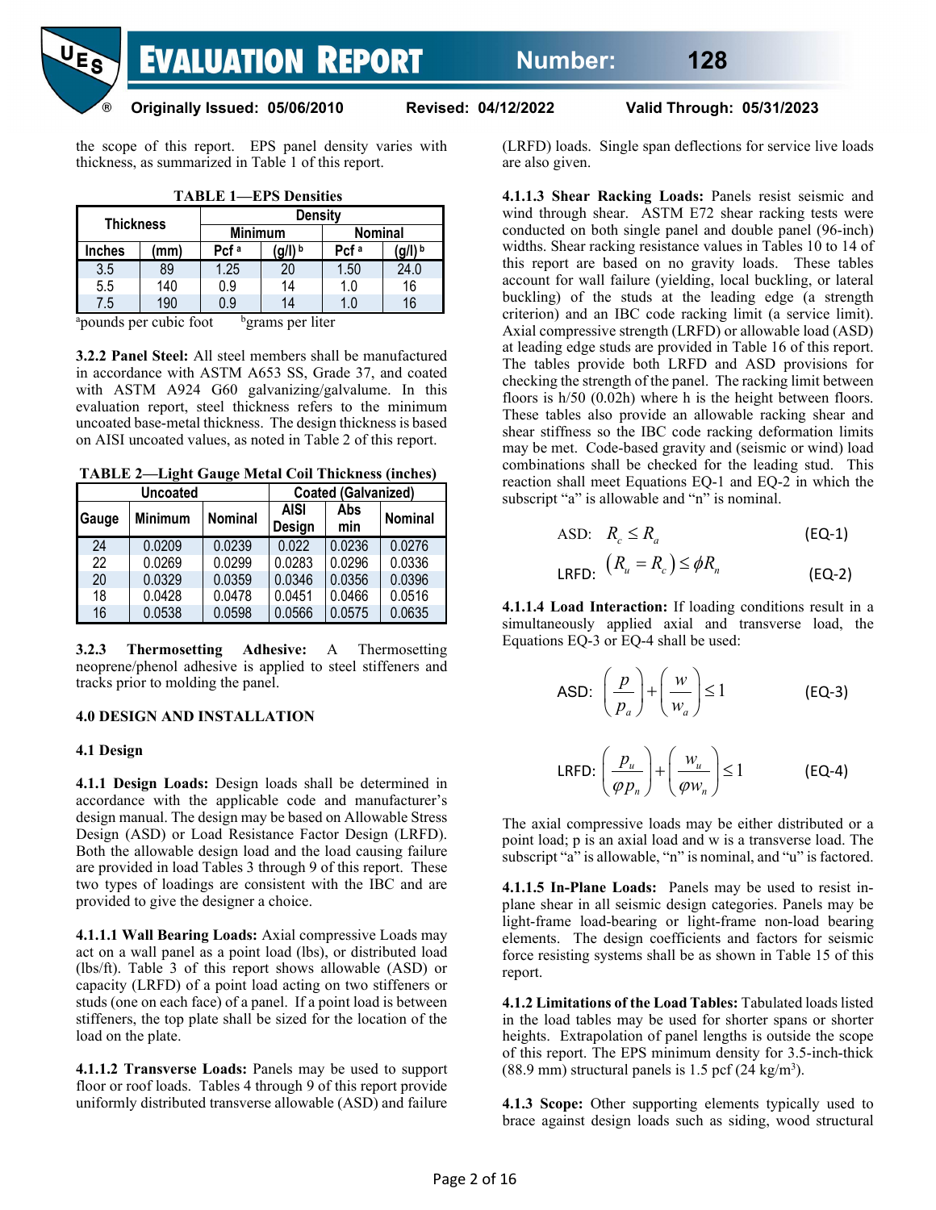the scope of this report. EPS panel density varies with thickness, as summarized in Table 1 of this report.

**TABLE 1—EPS Densities**

| Thickness | | Density | | | |
|---|---|---|---|---|---|
| | | Minimum | | Nominal | |
| Inches | (mm) | Pcf [a] | (g/l) [b] | Pcf [a] | (g/l) [b] |
| 3.5 | 89 | 1.25 | 20 | 1.50 | 24.0 |
| 5.5 | 140 | 0.9 | 14 | 1.0 | 16 |
| 7.5 | 190 | 0.9 | 14 | 1.0 | 16 |

[a]pounds per cubic foot [b]grams per liter

**3.2.2 Panel Steel:** All steel members shall be manufactured in accordance with ASTM A653 SS, Grade 37, and coated with ASTM A924 G60 galvanizing/galvalume. In this evaluation report, steel thickness refers to the minimum uncoated base-metal thickness. The design thickness is based on AISI uncoated values, as noted in Table 2 of this report.

**TABLE 2—Light Gauge Metal Coil Thickness (inches)**

| Uncoated | | | Coated (Galvanized) | | |
|---|---|---|---|---|---|
| Gauge | Minimum | Nominal | AISI Design | Abs min | Nominal |
| 24 | 0.0209 | 0.0239 | 0.022 | 0.0236 | 0.0276 |
| 22 | 0.0269 | 0.0299 | 0.0283 | 0.0296 | 0.0336 |
| 20 | 0.0329 | 0.0359 | 0.0346 | 0.0356 | 0.0396 |
| 18 | 0.0428 | 0.0478 | 0.0451 | 0.0466 | 0.0516 |
| 16 | 0.0538 | 0.0598 | 0.0566 | 0.0575 | 0.0635 |

**3.2.3 Thermosetting Adhesive:** A Thermosetting neoprene/phenol adhesive is applied to steel stiffeners and tracks prior to molding the panel.

## 4.0 DESIGN AND INSTALLATION

### 4.1 Design

**4.1.1 Design Loads:** Design loads shall be determined in accordance with the applicable code and manufacturer's design manual. The design may be based on Allowable Stress Design (ASD) or Load Resistance Factor Design (LRFD). Both the allowable design load and the load causing failure are provided in load Tables 3 through 9 of this report. These two types of loadings are consistent with the IBC and are provided to give the designer a choice.

**4.1.1.1 Wall Bearing Loads:** Axial compressive Loads may act on a wall panel as a point load (lbs), or distributed load (lbs/ft). Table 3 of this report shows allowable (ASD) or capacity (LRFD) of a point load acting on two stiffeners or studs (one on each face) of a panel. If a point load is between stiffeners, the top plate shall be sized for the location of the load on the plate.

**4.1.1.2 Transverse Loads:** Panels may be used to support floor or roof loads. Tables 4 through 9 of this report provide uniformly distributed transverse allowable (ASD) and failure (LRFD) loads. Single span deflections for service live loads are also given.

**4.1.1.3 Shear Racking Loads:** Panels resist seismic and wind through shear. ASTM E72 shear racking tests were conducted on both single panel and double panel (96-inch) widths. Shear racking resistance values in Tables 10 to 14 of this report are based on no gravity loads. These tables account for wall failure (yielding, local buckling, or lateral buckling) of the studs at the leading edge (a strength criterion) and an IBC code racking limit (a service limit). Axial compressive strength (LRFD) or allowable load (ASD) at leading edge studs are provided in Table 16 of this report. The tables provide both LRFD and ASD provisions for checking the strength of the panel. The racking limit between floors is h/50 (0.02h) where h is the height between floors. These tables also provide an allowable racking shear and shear stiffness so the IBC code racking deformation limits may be met. Code-based gravity and (seismic or wind) load combinations shall be checked for the leading stud. This reaction shall meet Equations EQ-1 and EQ-2 in which the subscript "a" is allowable and "n" is nominal.

$$\text{ASD:} \quad R_c \le R_a \qquad \text{(EQ-1)}$$

$$\text{LRFD:} \quad \left(R_u = R_c\right) \le \phi R_n \qquad \text{(EQ-2)}$$

**4.1.1.4 Load Interaction:** If loading conditions result in a simultaneously applied axial and transverse load, the Equations EQ-3 or EQ-4 shall be used:

$$\text{ASD:} \quad \left(\frac{p}{p_a}\right) + \left(\frac{w}{w_a}\right) \le 1 \qquad \text{(EQ-3)}$$

$$\text{LRFD:} \quad \left(\frac{p_u}{\varphi p_n}\right) + \left(\frac{w_u}{\varphi w_n}\right) \le 1 \qquad \text{(EQ-4)}$$

The axial compressive loads may be either distributed or a point load; p is an axial load and w is a transverse load. The subscript "a" is allowable, "n" is nominal, and "u" is factored.

**4.1.1.5 In-Plane Loads:** Panels may be used to resist in-plane shear in all seismic design categories. Panels may be light-frame load-bearing or light-frame non-load bearing elements. The design coefficients and factors for seismic force resisting systems shall be as shown in Table 15 of this report.

**4.1.2 Limitations of the Load Tables:** Tabulated loads listed in the load tables may be used for shorter spans or shorter heights. Extrapolation of panel lengths is outside the scope of this report. The EPS minimum density for 3.5-inch-thick (88.9 mm) structural panels is 1.5 pcf (24 kg/m$^3$).

**4.1.3 Scope:** Other supporting elements typically used to brace against design loads such as siding, wood structural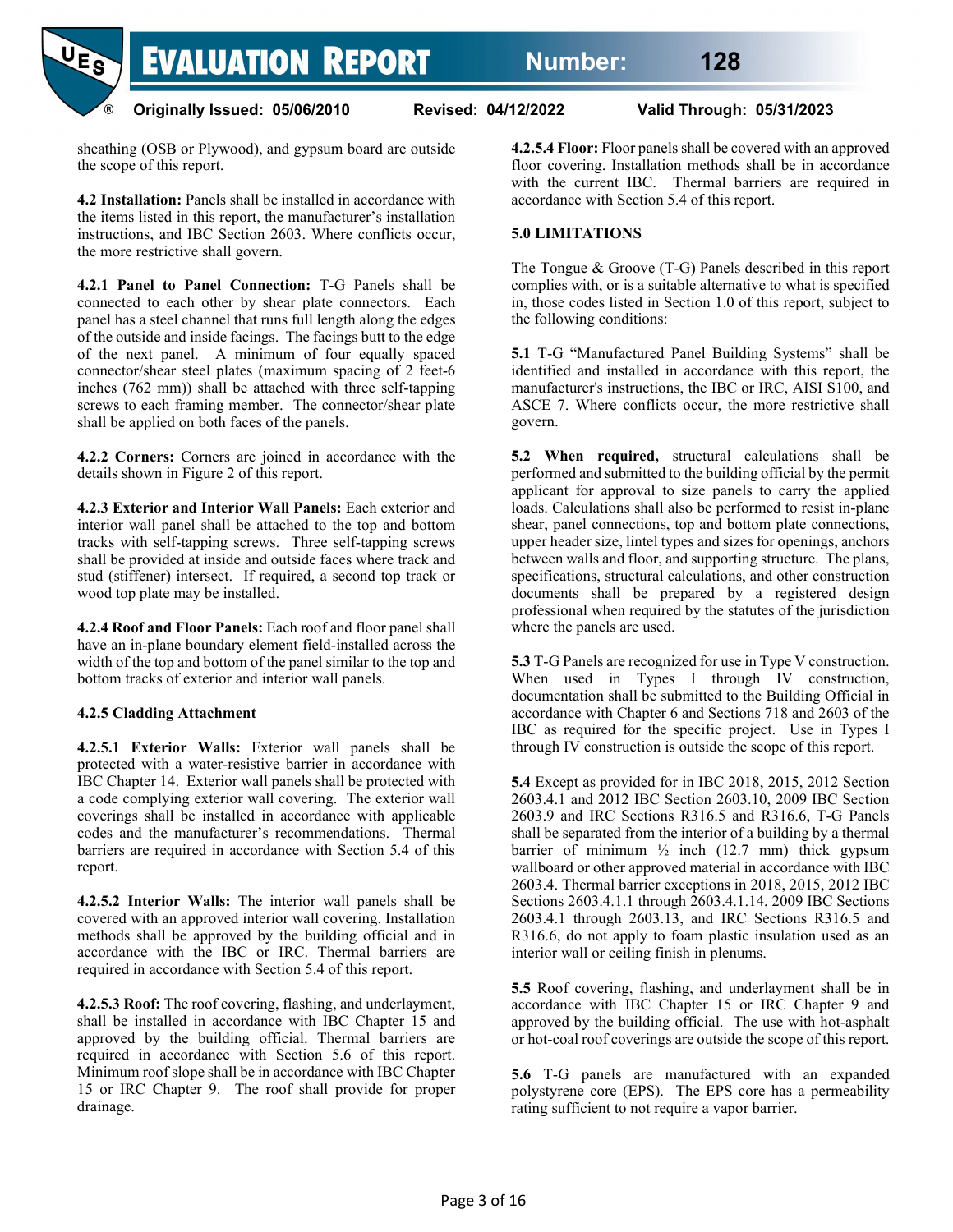sheathing (OSB or Plywood), and gypsum board are outside the scope of this report.

**4.2 Installation:** Panels shall be installed in accordance with the items listed in this report, the manufacturer's installation instructions, and IBC Section 2603. Where conflicts occur, the more restrictive shall govern.

**4.2.1 Panel to Panel Connection:** T-G Panels shall be connected to each other by shear plate connectors. Each panel has a steel channel that runs full length along the edges of the outside and inside facings. The facings butt to the edge of the next panel. A minimum of four equally spaced connector/shear steel plates (maximum spacing of 2 feet-6 inches (762 mm)) shall be attached with three self-tapping screws to each framing member. The connector/shear plate shall be applied on both faces of the panels.

**4.2.2 Corners:** Corners are joined in accordance with the details shown in Figure 2 of this report.

**4.2.3 Exterior and Interior Wall Panels:** Each exterior and interior wall panel shall be attached to the top and bottom tracks with self-tapping screws. Three self-tapping screws shall be provided at inside and outside faces where track and stud (stiffener) intersect. If required, a second top track or wood top plate may be installed.

**4.2.4 Roof and Floor Panels:** Each roof and floor panel shall have an in-plane boundary element field-installed across the width of the top and bottom of the panel similar to the top and bottom tracks of exterior and interior wall panels.

**4.2.5 Cladding Attachment**

**4.2.5.1 Exterior Walls:** Exterior wall panels shall be protected with a water-resistive barrier in accordance with IBC Chapter 14. Exterior wall panels shall be protected with a code complying exterior wall covering. The exterior wall coverings shall be installed in accordance with applicable codes and the manufacturer's recommendations. Thermal barriers are required in accordance with Section 5.4 of this report.

**4.2.5.2 Interior Walls:** The interior wall panels shall be covered with an approved interior wall covering. Installation methods shall be approved by the building official and in accordance with the IBC or IRC. Thermal barriers are required in accordance with Section 5.4 of this report.

**4.2.5.3 Roof:** The roof covering, flashing, and underlayment, shall be installed in accordance with IBC Chapter 15 and approved by the building official. Thermal barriers are required in accordance with Section 5.6 of this report. Minimum roof slope shall be in accordance with IBC Chapter 15 or IRC Chapter 9. The roof shall provide for proper drainage.

**4.2.5.4 Floor:** Floor panels shall be covered with an approved floor covering. Installation methods shall be in accordance with the current IBC. Thermal barriers are required in accordance with Section 5.4 of this report.

**5.0 LIMITATIONS**

The Tongue & Groove (T-G) Panels described in this report complies with, or is a suitable alternative to what is specified in, those codes listed in Section 1.0 of this report, subject to the following conditions:

**5.1** T-G "Manufactured Panel Building Systems" shall be identified and installed in accordance with this report, the manufacturer's instructions, the IBC or IRC, AISI S100, and ASCE 7. Where conflicts occur, the more restrictive shall govern.

**5.2 When required,** structural calculations shall be performed and submitted to the building official by the permit applicant for approval to size panels to carry the applied loads. Calculations shall also be performed to resist in-plane shear, panel connections, top and bottom plate connections, upper header size, lintel types and sizes for openings, anchors between walls and floor, and supporting structure. The plans, specifications, structural calculations, and other construction documents shall be prepared by a registered design professional when required by the statutes of the jurisdiction where the panels are used.

**5.3** T-G Panels are recognized for use in Type V construction. When used in Types I through IV construction, documentation shall be submitted to the Building Official in accordance with Chapter 6 and Sections 718 and 2603 of the IBC as required for the specific project. Use in Types I through IV construction is outside the scope of this report.

**5.4** Except as provided for in IBC 2018, 2015, 2012 Section 2603.4.1 and 2012 IBC Section 2603.10, 2009 IBC Section 2603.9 and IRC Sections R316.5 and R316.6, T-G Panels shall be separated from the interior of a building by a thermal barrier of minimum ½ inch (12.7 mm) thick gypsum wallboard or other approved material in accordance with IBC 2603.4. Thermal barrier exceptions in 2018, 2015, 2012 IBC Sections 2603.4.1.1 through 2603.4.1.14, 2009 IBC Sections 2603.4.1 through 2603.13, and IRC Sections R316.5 and R316.6, do not apply to foam plastic insulation used as an interior wall or ceiling finish in plenums.

**5.5** Roof covering, flashing, and underlayment shall be in accordance with IBC Chapter 15 or IRC Chapter 9 and approved by the building official. The use with hot-asphalt or hot-coal roof coverings are outside the scope of this report.

**5.6** T-G panels are manufactured with an expanded polystyrene core (EPS). The EPS core has a permeability rating sufficient to not require a vapor barrier.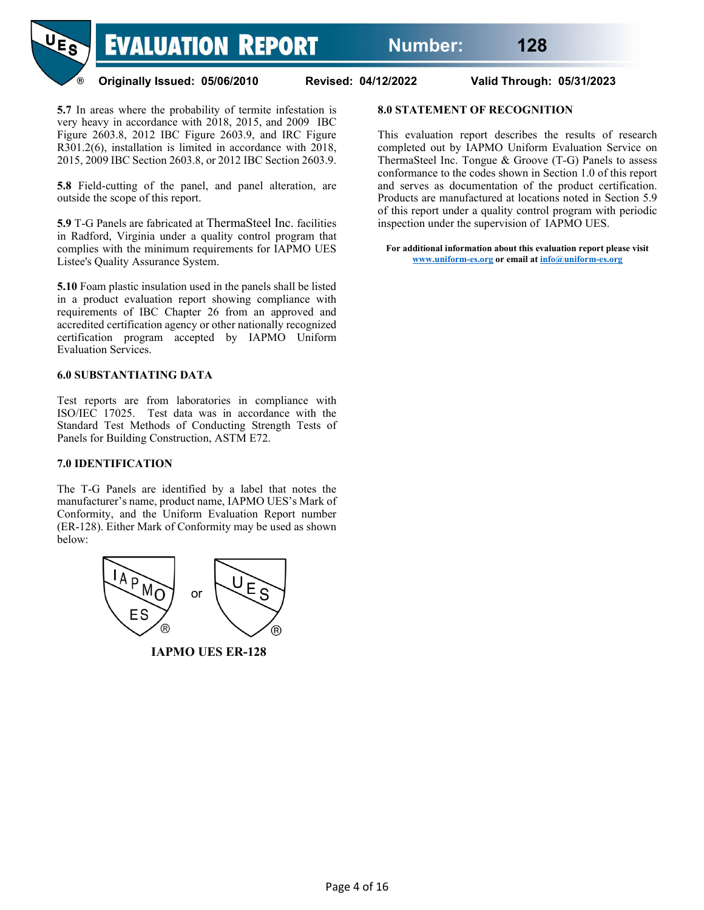**5.7** In areas where the probability of termite infestation is very heavy in accordance with 2018, 2015, and 2009 IBC Figure 2603.8, 2012 IBC Figure 2603.9, and IRC Figure R301.2(6), installation is limited in accordance with 2018, 2015, 2009 IBC Section 2603.8, or 2012 IBC Section 2603.9.

**5.8** Field-cutting of the panel, and panel alteration, are outside the scope of this report.

**5.9** T-G Panels are fabricated at ThermaSteel Inc. facilities in Radford, Virginia under a quality control program that complies with the minimum requirements for IAPMO UES Listee's Quality Assurance System.

**5.10** Foam plastic insulation used in the panels shall be listed in a product evaluation report showing compliance with requirements of IBC Chapter 26 from an approved and accredited certification agency or other nationally recognized certification program accepted by IAPMO Uniform Evaluation Services.

## 6.0 SUBSTANTIATING DATA

Test reports are from laboratories in compliance with ISO/IEC 17025. Test data was in accordance with the Standard Test Methods of Conducting Strength Tests of Panels for Building Construction, ASTM E72.

## 7.0 IDENTIFICATION

The T-G Panels are identified by a label that notes the manufacturer's name, product name, IAPMO UES's Mark of Conformity, and the Uniform Evaluation Report number (ER-128). Either Mark of Conformity may be used as shown below:

IAPMO ES ® or UES ®

**IAPMO UES ER-128**

## 8.0 STATEMENT OF RECOGNITION

This evaluation report describes the results of research completed out by IAPMO Uniform Evaluation Service on ThermaSteel Inc. Tongue & Groove (T-G) Panels to assess conformance to the codes shown in Section 1.0 of this report and serves as documentation of the product certification. Products are manufactured at locations noted in Section 5.9 of this report under a quality control program with periodic inspection under the supervision of IAPMO UES.

**For additional information about this evaluation report please visit www.uniform-es.org or email at info@uniform-es.org**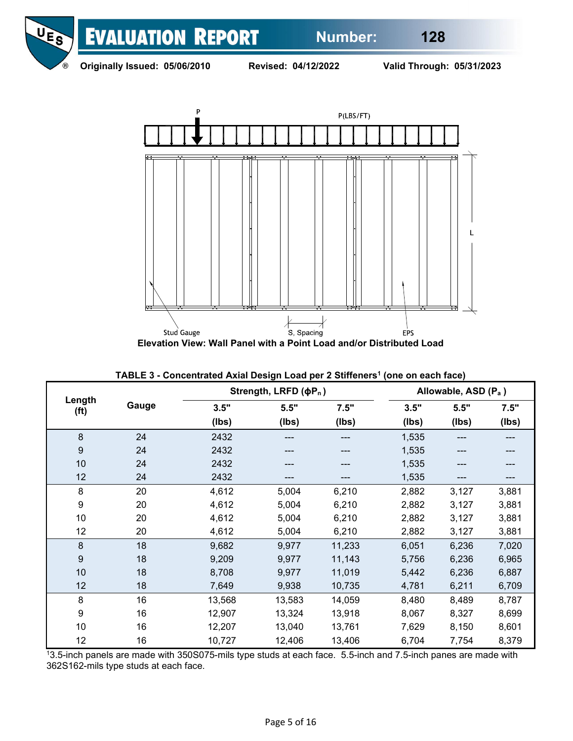Stud Gauge

S, Spacing

EPS

P

P(LBS/FT)

L

**Elevation View: Wall Panel with a Point Load and/or Distributed Load**

**TABLE 3 - Concentrated Axial Design Load per 2 Stiffeners[1] (one on each face)**

| Length (ft) | Gauge | Strength, LRFD ($\phi P_n$) | | | Allowable, ASD ($P_a$) | | |
|---|---|---|---|---|---|---|---|
| | | 3.5" (lbs) | 5.5" (lbs) | 7.5" (lbs) | 3.5" (lbs) | 5.5" (lbs) | 7.5" (lbs) |
| 8 | 24 | 2432 | --- | --- | 1,535 | --- | --- |
| 9 | 24 | 2432 | --- | --- | 1,535 | --- | --- |
| 10 | 24 | 2432 | --- | --- | 1,535 | --- | --- |
| 12 | 24 | 2432 | --- | --- | 1,535 | --- | --- |
| 8 | 20 | 4,612 | 5,004 | 6,210 | 2,882 | 3,127 | 3,881 |
| 9 | 20 | 4,612 | 5,004 | 6,210 | 2,882 | 3,127 | 3,881 |
| 10 | 20 | 4,612 | 5,004 | 6,210 | 2,882 | 3,127 | 3,881 |
| 12 | 20 | 4,612 | 5,004 | 6,210 | 2,882 | 3,127 | 3,881 |
| 8 | 18 | 9,682 | 9,977 | 11,233 | 6,051 | 6,236 | 7,020 |
| 9 | 18 | 9,209 | 9,977 | 11,143 | 5,756 | 6,236 | 6,965 |
| 10 | 18 | 8,708 | 9,977 | 11,019 | 5,442 | 6,236 | 6,887 |
| 12 | 18 | 7,649 | 9,938 | 10,735 | 4,781 | 6,211 | 6,709 |
| 8 | 16 | 13,568 | 13,583 | 14,059 | 8,480 | 8,489 | 8,787 |
| 9 | 16 | 12,907 | 13,324 | 13,918 | 8,067 | 8,327 | 8,699 |
| 10 | 16 | 12,207 | 13,040 | 13,761 | 7,629 | 8,150 | 8,601 |
| 12 | 16 | 10,727 | 12,406 | 13,406 | 6,704 | 7,754 | 8,379 |

[1]3.5-inch panels are made with 350S075-mils type studs at each face. 5.5-inch and 7.5-inch panes are made with 362S162-mils type studs at each face.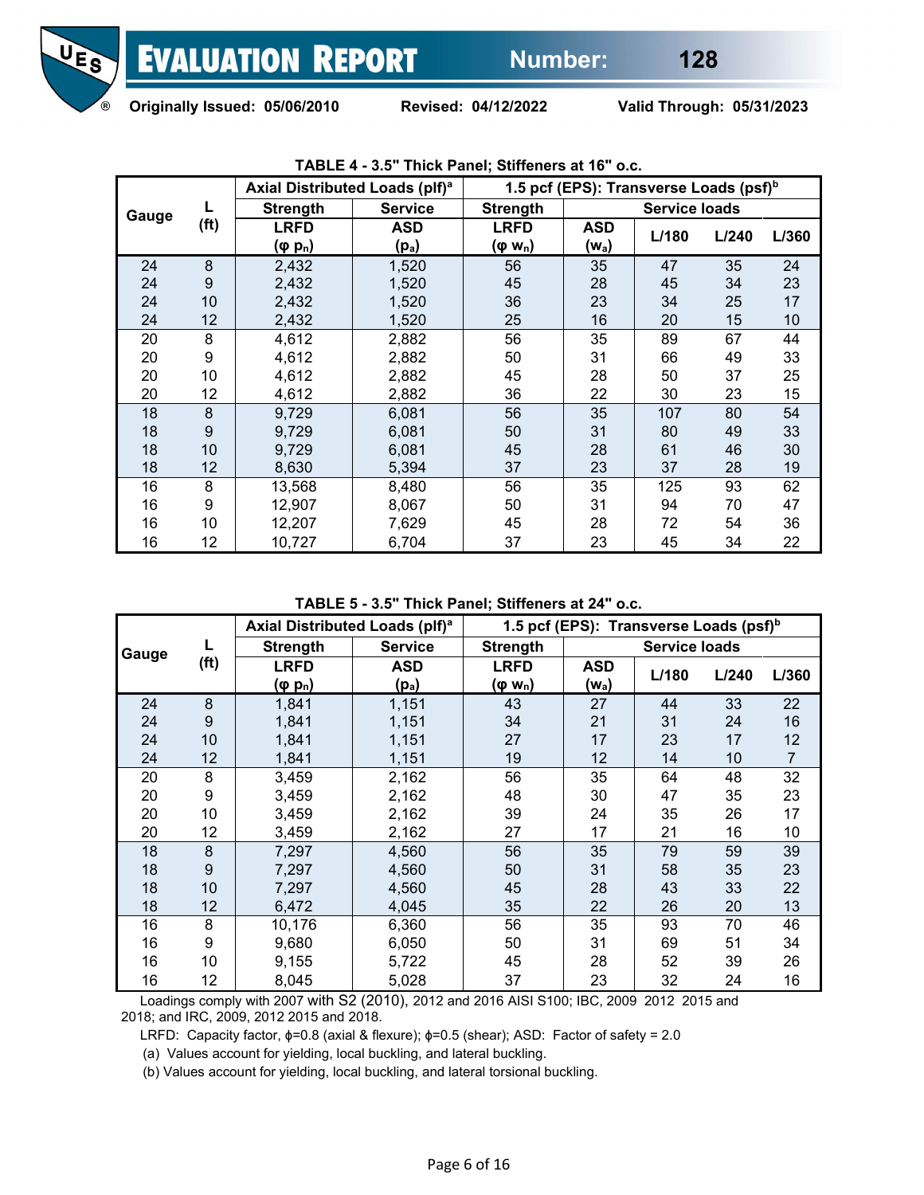**TABLE 4 - 3.5" Thick Panel; Stiffeners at 16" o.c.**

| Gauge | L (ft) | Axial Distributed Loads (plf)[a] | | 1.5 pcf (EPS): Transverse Loads (psf)[b] | | | | |
|---|---|---|---|---|---|---|---|---|
| | | Strength | Service | Strength | Service loads | | | |
| | | LRFD ($\varphi$ $p_n$) | ASD ($p_a$) | LRFD ($\varphi$ $w_n$) | ASD ($w_a$) | L/180 | L/240 | L/360 |
| 24 | 8 | 2,432 | 1,520 | 56 | 35 | 47 | 35 | 24 |
| 24 | 9 | 2,432 | 1,520 | 45 | 28 | 45 | 34 | 23 |
| 24 | 10 | 2,432 | 1,520 | 36 | 23 | 34 | 25 | 17 |
| 24 | 12 | 2,432 | 1,520 | 25 | 16 | 20 | 15 | 10 |
| 20 | 8 | 4,612 | 2,882 | 56 | 35 | 89 | 67 | 44 |
| 20 | 9 | 4,612 | 2,882 | 50 | 31 | 66 | 49 | 33 |
| 20 | 10 | 4,612 | 2,882 | 45 | 28 | 50 | 37 | 25 |
| 20 | 12 | 4,612 | 2,882 | 36 | 22 | 30 | 23 | 15 |
| 18 | 8 | 9,729 | 6,081 | 56 | 35 | 107 | 80 | 54 |
| 18 | 9 | 9,729 | 6,081 | 50 | 31 | 80 | 49 | 33 |
| 18 | 10 | 9,729 | 6,081 | 45 | 28 | 61 | 46 | 30 |
| 18 | 12 | 8,630 | 5,394 | 37 | 23 | 37 | 28 | 19 |
| 16 | 8 | 13,568 | 8,480 | 56 | 35 | 125 | 93 | 62 |
| 16 | 9 | 12,907 | 8,067 | 50 | 31 | 94 | 70 | 47 |
| 16 | 10 | 12,207 | 7,629 | 45 | 28 | 72 | 54 | 36 |
| 16 | 12 | 10,727 | 6,704 | 37 | 23 | 45 | 34 | 22 |

**TABLE 5 - 3.5" Thick Panel; Stiffeners at 24" o.c.**

| Gauge | L (ft) | Axial Distributed Loads (plf)[a] | | 1.5 pcf (EPS): Transverse Loads (psf)[b] | | | | |
|---|---|---|---|---|---|---|---|---|
| | | Strength | Service | Strength | Service loads | | | |
| | | LRFD ($\varphi$ $p_n$) | ASD ($p_a$) | LRFD ($\varphi$ $w_n$) | ASD ($w_a$) | L/180 | L/240 | L/360 |
| 24 | 8 | 1,841 | 1,151 | 43 | 27 | 44 | 33 | 22 |
| 24 | 9 | 1,841 | 1,151 | 34 | 21 | 31 | 24 | 16 |
| 24 | 10 | 1,841 | 1,151 | 27 | 17 | 23 | 17 | 12 |
| 24 | 12 | 1,841 | 1,151 | 19 | 12 | 14 | 10 | 7 |
| 20 | 8 | 3,459 | 2,162 | 56 | 35 | 64 | 48 | 32 |
| 20 | 9 | 3,459 | 2,162 | 48 | 30 | 47 | 35 | 23 |
| 20 | 10 | 3,459 | 2,162 | 39 | 24 | 35 | 26 | 17 |
| 20 | 12 | 3,459 | 2,162 | 27 | 17 | 21 | 16 | 10 |
| 18 | 8 | 7,297 | 4,560 | 56 | 35 | 79 | 59 | 39 |
| 18 | 9 | 7,297 | 4,560 | 50 | 31 | 58 | 35 | 23 |
| 18 | 10 | 7,297 | 4,560 | 45 | 28 | 43 | 33 | 22 |
| 18 | 12 | 6,472 | 4,045 | 35 | 22 | 26 | 20 | 13 |
| 16 | 8 | 10,176 | 6,360 | 56 | 35 | 93 | 70 | 46 |
| 16 | 9 | 9,680 | 6,050 | 50 | 31 | 69 | 51 | 34 |
| 16 | 10 | 9,155 | 5,722 | 45 | 28 | 52 | 39 | 26 |
| 16 | 12 | 8,045 | 5,028 | 37 | 23 | 32 | 24 | 16 |

Loadings comply with 2007 with S2 (2010), 2012 and 2016 AISI S100; IBC, 2009 2012 2015 and 2018; and IRC, 2009, 2012 2015 and 2018.

LRFD: Capacity factor, $\phi$=0.8 (axial & flexure); $\phi$=0.5 (shear); ASD: Factor of safety = 2.0

(a) Values account for yielding, local buckling, and lateral buckling.

(b) Values account for yielding, local buckling, and lateral torsional buckling.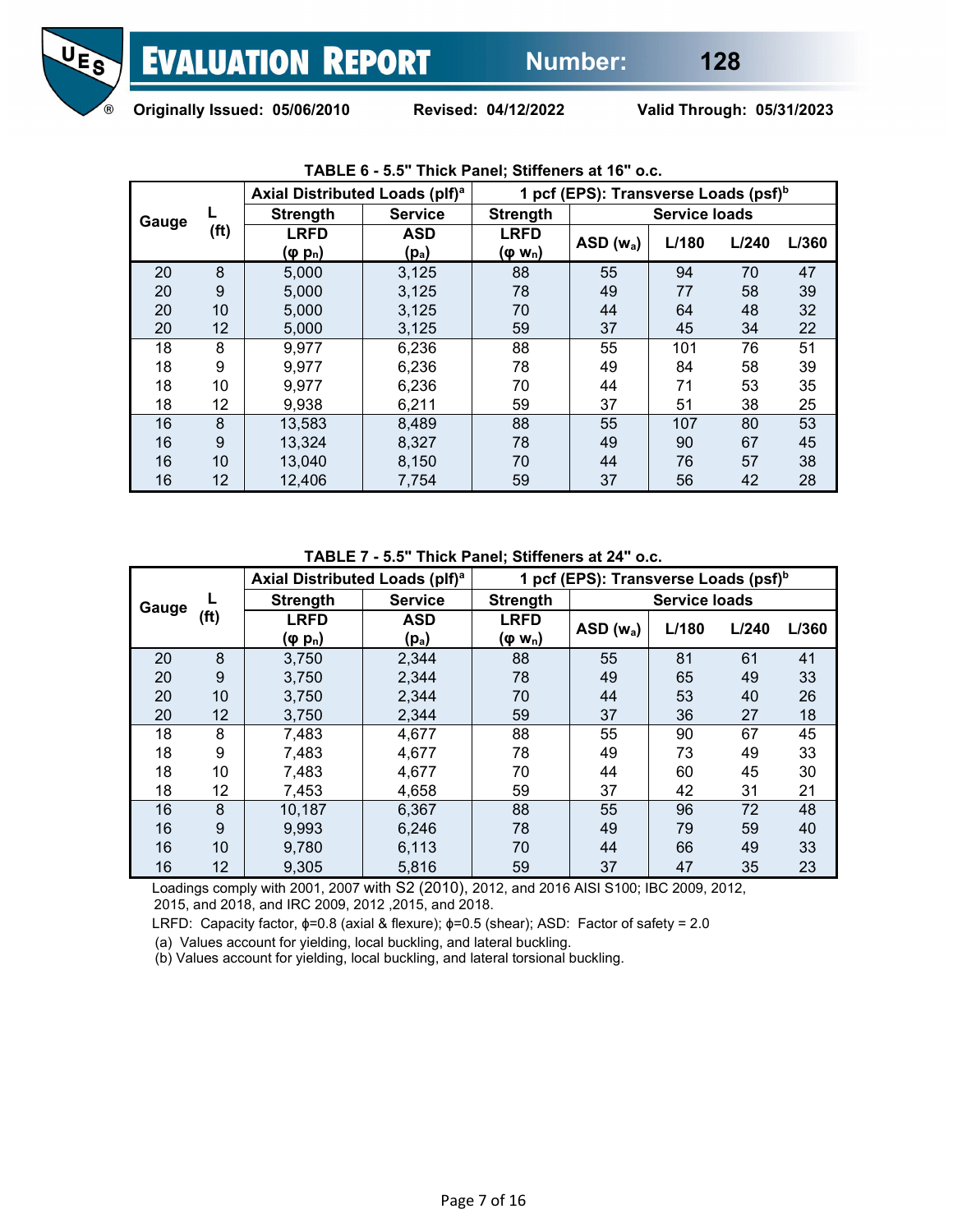**TABLE 6 - 5.5" Thick Panel; Stiffeners at 16" o.c.**

| Gauge | L (ft) | Axial Distributed Loads (plf)[a] | | 1 pcf (EPS): Transverse Loads (psf)[b] | | | | |
|---|---|---|---|---|---|---|---|---|
| | | Strength | Service | Strength | Service loads | | | |
| | | LRFD ($\varphi$ $p_n$) | ASD ($p_a$) | LRFD ($\varphi$ $w_n$) | ASD ($w_a$) | L/180 | L/240 | L/360 |
| 20 | 8 | 5,000 | 3,125 | 88 | 55 | 94 | 70 | 47 |
| 20 | 9 | 5,000 | 3,125 | 78 | 49 | 77 | 58 | 39 |
| 20 | 10 | 5,000 | 3,125 | 70 | 44 | 64 | 48 | 32 |
| 20 | 12 | 5,000 | 3,125 | 59 | 37 | 45 | 34 | 22 |
| 18 | 8 | 9,977 | 6,236 | 88 | 55 | 101 | 76 | 51 |
| 18 | 9 | 9,977 | 6,236 | 78 | 49 | 84 | 58 | 39 |
| 18 | 10 | 9,977 | 6,236 | 70 | 44 | 71 | 53 | 35 |
| 18 | 12 | 9,938 | 6,211 | 59 | 37 | 51 | 38 | 25 |
| 16 | 8 | 13,583 | 8,489 | 88 | 55 | 107 | 80 | 53 |
| 16 | 9 | 13,324 | 8,327 | 78 | 49 | 90 | 67 | 45 |
| 16 | 10 | 13,040 | 8,150 | 70 | 44 | 76 | 57 | 38 |
| 16 | 12 | 12,406 | 7,754 | 59 | 37 | 56 | 42 | 28 |

**TABLE 7 - 5.5" Thick Panel; Stiffeners at 24" o.c.**

| Gauge | L (ft) | Axial Distributed Loads (plf)[a] | | 1 pcf (EPS): Transverse Loads (psf)[b] | | | | |
|---|---|---|---|---|---|---|---|---|
| | | Strength | Service | Strength | Service loads | | | |
| | | LRFD ($\varphi$ $p_n$) | ASD ($p_a$) | LRFD ($\varphi$ $w_n$) | ASD ($w_a$) | L/180 | L/240 | L/360 |
| 20 | 8 | 3,750 | 2,344 | 88 | 55 | 81 | 61 | 41 |
| 20 | 9 | 3,750 | 2,344 | 78 | 49 | 65 | 49 | 33 |
| 20 | 10 | 3,750 | 2,344 | 70 | 44 | 53 | 40 | 26 |
| 20 | 12 | 3,750 | 2,344 | 59 | 37 | 36 | 27 | 18 |
| 18 | 8 | 7,483 | 4,677 | 88 | 55 | 90 | 67 | 45 |
| 18 | 9 | 7,483 | 4,677 | 78 | 49 | 73 | 49 | 33 |
| 18 | 10 | 7,483 | 4,677 | 70 | 44 | 60 | 45 | 30 |
| 18 | 12 | 7,453 | 4,658 | 59 | 37 | 42 | 31 | 21 |
| 16 | 8 | 10,187 | 6,367 | 88 | 55 | 96 | 72 | 48 |
| 16 | 9 | 9,993 | 6,246 | 78 | 49 | 79 | 59 | 40 |
| 16 | 10 | 9,780 | 6,113 | 70 | 44 | 66 | 49 | 33 |
| 16 | 12 | 9,305 | 5,816 | 59 | 37 | 47 | 35 | 23 |

Loadings comply with 2001, 2007 with S2 (2010), 2012, and 2016 AISI S100; IBC 2009, 2012, 2015, and 2018, and IRC 2009, 2012 ,2015, and 2018.

LRFD: Capacity factor, $\phi$=0.8 (axial & flexure); $\phi$=0.5 (shear); ASD: Factor of safety = 2.0

(a) Values account for yielding, local buckling, and lateral buckling.

(b) Values account for yielding, local buckling, and lateral torsional buckling.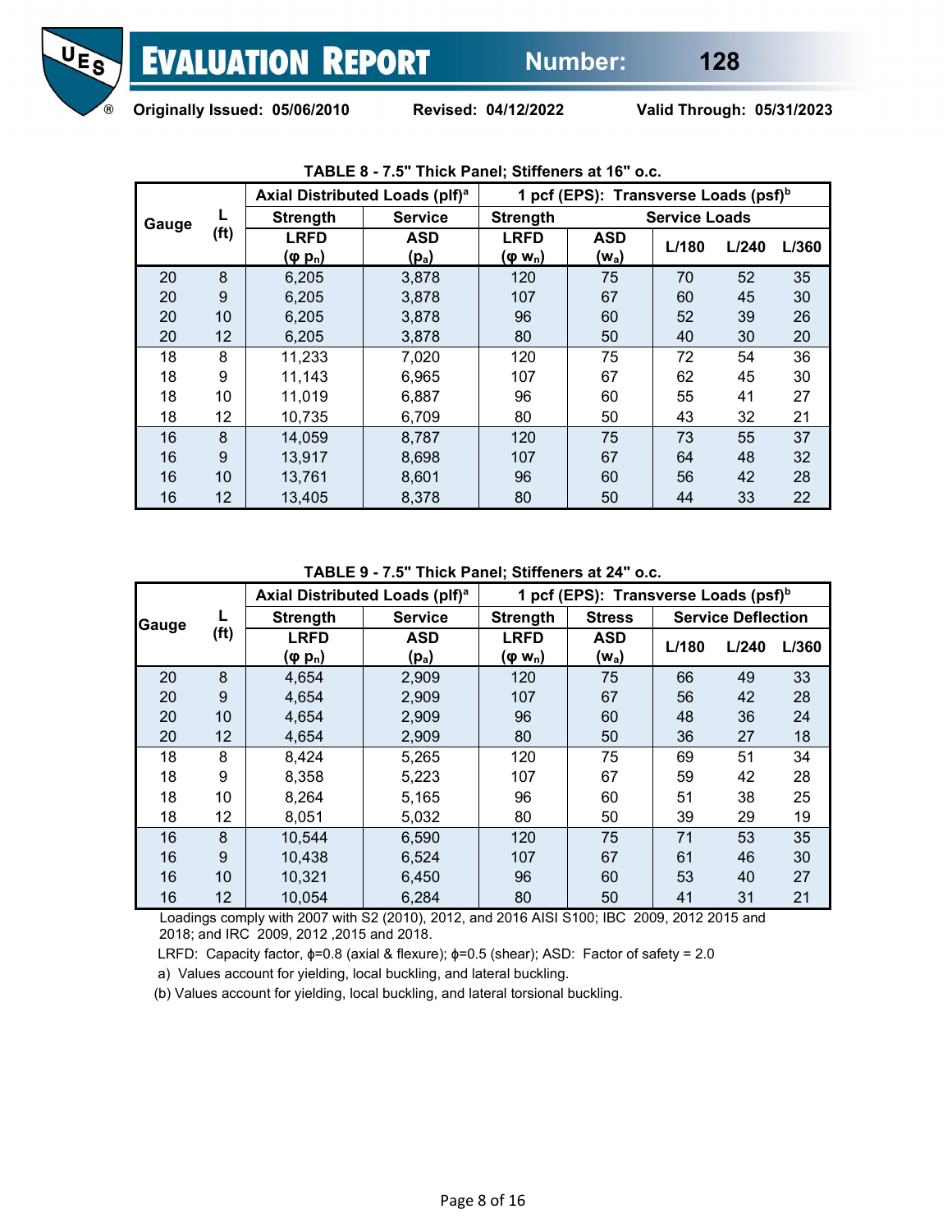**TABLE 8 - 7.5" Thick Panel; Stiffeners at 16" o.c.**

| Gauge | L (ft) | Axial Distributed Loads (plf)[a] | | 1 pcf (EPS): Transverse Loads (psf)[b] | | | | |
|---|---|---|---|---|---|---|---|---|
| | | Strength | Service | Strength | Service Loads | | | |
| | | LRFD ($\varphi p_n$) | ASD ($p_a$) | LRFD ($\varphi w_n$) | ASD ($w_a$) | L/180 | L/240 | L/360 |
| 20 | 8 | 6,205 | 3,878 | 120 | 75 | 70 | 52 | 35 |
| 20 | 9 | 6,205 | 3,878 | 107 | 67 | 60 | 45 | 30 |
| 20 | 10 | 6,205 | 3,878 | 96 | 60 | 52 | 39 | 26 |
| 20 | 12 | 6,205 | 3,878 | 80 | 50 | 40 | 30 | 20 |
| 18 | 8 | 11,233 | 7,020 | 120 | 75 | 72 | 54 | 36 |
| 18 | 9 | 11,143 | 6,965 | 107 | 67 | 62 | 45 | 30 |
| 18 | 10 | 11,019 | 6,887 | 96 | 60 | 55 | 41 | 27 |
| 18 | 12 | 10,735 | 6,709 | 80 | 50 | 43 | 32 | 21 |
| 16 | 8 | 14,059 | 8,787 | 120 | 75 | 73 | 55 | 37 |
| 16 | 9 | 13,917 | 8,698 | 107 | 67 | 64 | 48 | 32 |
| 16 | 10 | 13,761 | 8,601 | 96 | 60 | 56 | 42 | 28 |
| 16 | 12 | 13,405 | 8,378 | 80 | 50 | 44 | 33 | 22 |

**TABLE 9 - 7.5" Thick Panel; Stiffeners at 24" o.c.**

| Gauge | L (ft) | Axial Distributed Loads (plf)[a] | | 1 pcf (EPS): Transverse Loads (psf)[b] | | | | |
|---|---|---|---|---|---|---|---|---|
| | | Strength | Service | Strength | Stress | Service Deflection | | |
| | | LRFD ($\varphi p_n$) | ASD ($p_a$) | LRFD ($\varphi w_n$) | ASD ($w_a$) | L/180 | L/240 | L/360 |
| 20 | 8 | 4,654 | 2,909 | 120 | 75 | 66 | 49 | 33 |
| 20 | 9 | 4,654 | 2,909 | 107 | 67 | 56 | 42 | 28 |
| 20 | 10 | 4,654 | 2,909 | 96 | 60 | 48 | 36 | 24 |
| 20 | 12 | 4,654 | 2,909 | 80 | 50 | 36 | 27 | 18 |
| 18 | 8 | 8,424 | 5,265 | 120 | 75 | 69 | 51 | 34 |
| 18 | 9 | 8,358 | 5,223 | 107 | 67 | 59 | 42 | 28 |
| 18 | 10 | 8,264 | 5,165 | 96 | 60 | 51 | 38 | 25 |
| 18 | 12 | 8,051 | 5,032 | 80 | 50 | 39 | 29 | 19 |
| 16 | 8 | 10,544 | 6,590 | 120 | 75 | 71 | 53 | 35 |
| 16 | 9 | 10,438 | 6,524 | 107 | 67 | 61 | 46 | 30 |
| 16 | 10 | 10,321 | 6,450 | 96 | 60 | 53 | 40 | 27 |
| 16 | 12 | 10,054 | 6,284 | 80 | 50 | 41 | 31 | 21 |

Loadings comply with 2007 with S2 (2010), 2012, and 2016 AISI S100; IBC 2009, 2012 2015 and 2018; and IRC 2009, 2012 ,2015 and 2018.

LRFD: Capacity factor, $\phi$=0.8 (axial & flexure); $\phi$=0.5 (shear); ASD: Factor of safety = 2.0

a) Values account for yielding, local buckling, and lateral buckling.

(b) Values account for yielding, local buckling, and lateral torsional buckling.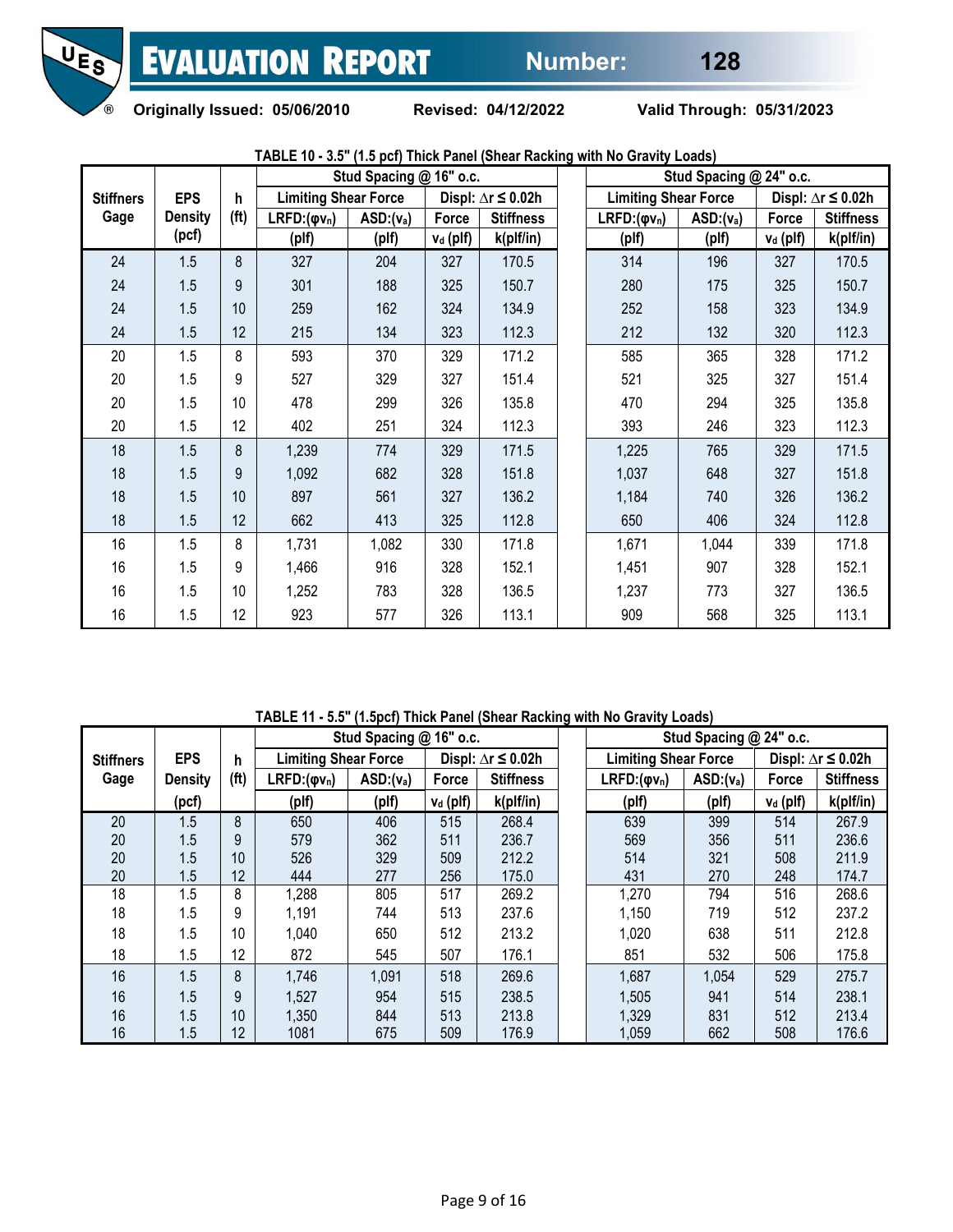**TABLE 10 - 3.5" (1.5 pcf) Thick Panel (Shear Racking with No Gravity Loads)**

| Stiffners Gage | EPS Density (pcf) | h (ft) | Stud Spacing @ 16" o.c. | | | | Stud Spacing @ 24" o.c. | | | |
|---|---|---|---|---|---|---|---|---|---|---|
| | | | Limiting Shear Force | | Displ: $\Delta r \leq 0.02h$ | | Limiting Shear Force | | Displ: $\Delta r \leq 0.02h$ | |
| | | | LRFD:($\varphi v_n$) (plf) | ASD:($v_a$) (plf) | Force $v_d$ (plf) | Stiffness k(plf/in) | LRFD:($\varphi v_n$) (plf) | ASD:($v_a$) (plf) | Force $v_d$ (plf) | Stiffness k(plf/in) |
| 24 | 1.5 | 8 | 327 | 204 | 327 | 170.5 | 314 | 196 | 327 | 170.5 |
| 24 | 1.5 | 9 | 301 | 188 | 325 | 150.7 | 280 | 175 | 325 | 150.7 |
| 24 | 1.5 | 10 | 259 | 162 | 324 | 134.9 | 252 | 158 | 323 | 134.9 |
| 24 | 1.5 | 12 | 215 | 134 | 323 | 112.3 | 212 | 132 | 320 | 112.3 |
| 20 | 1.5 | 8 | 593 | 370 | 329 | 171.2 | 585 | 365 | 328 | 171.2 |
| 20 | 1.5 | 9 | 527 | 329 | 327 | 151.4 | 521 | 325 | 327 | 151.4 |
| 20 | 1.5 | 10 | 478 | 299 | 326 | 135.8 | 470 | 294 | 325 | 135.8 |
| 20 | 1.5 | 12 | 402 | 251 | 324 | 112.3 | 393 | 246 | 323 | 112.3 |
| 18 | 1.5 | 8 | 1,239 | 774 | 329 | 171.5 | 1,225 | 765 | 329 | 171.5 |
| 18 | 1.5 | 9 | 1,092 | 682 | 328 | 151.8 | 1,037 | 648 | 327 | 151.8 |
| 18 | 1.5 | 10 | 897 | 561 | 327 | 136.2 | 1,184 | 740 | 326 | 136.2 |
| 18 | 1.5 | 12 | 662 | 413 | 325 | 112.8 | 650 | 406 | 324 | 112.8 |
| 16 | 1.5 | 8 | 1,731 | 1,082 | 330 | 171.8 | 1,671 | 1,044 | 339 | 171.8 |
| 16 | 1.5 | 9 | 1,466 | 916 | 328 | 152.1 | 1,451 | 907 | 328 | 152.1 |
| 16 | 1.5 | 10 | 1,252 | 783 | 328 | 136.5 | 1,237 | 773 | 327 | 136.5 |
| 16 | 1.5 | 12 | 923 | 577 | 326 | 113.1 | 909 | 568 | 325 | 113.1 |

**TABLE 11 - 5.5" (1.5pcf) Thick Panel (Shear Racking with No Gravity Loads)**

| Stiffners Gage | EPS Density (pcf) | h (ft) | Stud Spacing @ 16" o.c. | | | | Stud Spacing @ 24" o.c. | | | |
|---|---|---|---|---|---|---|---|---|---|---|
| | | | Limiting Shear Force | | Displ: $\Delta r \leq 0.02h$ | | Limiting Shear Force | | Displ: $\Delta r \leq 0.02h$ | |
| | | | LRFD:($\varphi v_n$) (plf) | ASD:($v_a$) (plf) | Force $v_d$ (plf) | Stiffness k(plf/in) | LRFD:($\varphi v_n$) (plf) | ASD:($v_a$) (plf) | Force $v_d$ (plf) | Stiffness k(plf/in) |
| 20 | 1.5 | 8 | 650 | 406 | 515 | 268.4 | 639 | 399 | 514 | 267.9 |
| 20 | 1.5 | 9 | 579 | 362 | 511 | 236.7 | 569 | 356 | 511 | 236.6 |
| 20 | 1.5 | 10 | 526 | 329 | 509 | 212.2 | 514 | 321 | 508 | 211.9 |
| 20 | 1.5 | 12 | 444 | 277 | 256 | 175.0 | 431 | 270 | 248 | 174.7 |
| 18 | 1.5 | 8 | 1,288 | 805 | 517 | 269.2 | 1,270 | 794 | 516 | 268.6 |
| 18 | 1.5 | 9 | 1,191 | 744 | 513 | 237.6 | 1,150 | 719 | 512 | 237.2 |
| 18 | 1.5 | 10 | 1,040 | 650 | 512 | 213.2 | 1,020 | 638 | 511 | 212.8 |
| 18 | 1.5 | 12 | 872 | 545 | 507 | 176.1 | 851 | 532 | 506 | 175.8 |
| 16 | 1.5 | 8 | 1,746 | 1,091 | 518 | 269.6 | 1,687 | 1,054 | 529 | 275.7 |
| 16 | 1.5 | 9 | 1,527 | 954 | 515 | 238.5 | 1,505 | 941 | 514 | 238.1 |
| 16 | 1.5 | 10 | 1,350 | 844 | 513 | 213.8 | 1,329 | 831 | 512 | 213.4 |
| 16 | 1.5 | 12 | 1081 | 675 | 509 | 176.9 | 1,059 | 662 | 508 | 176.6 |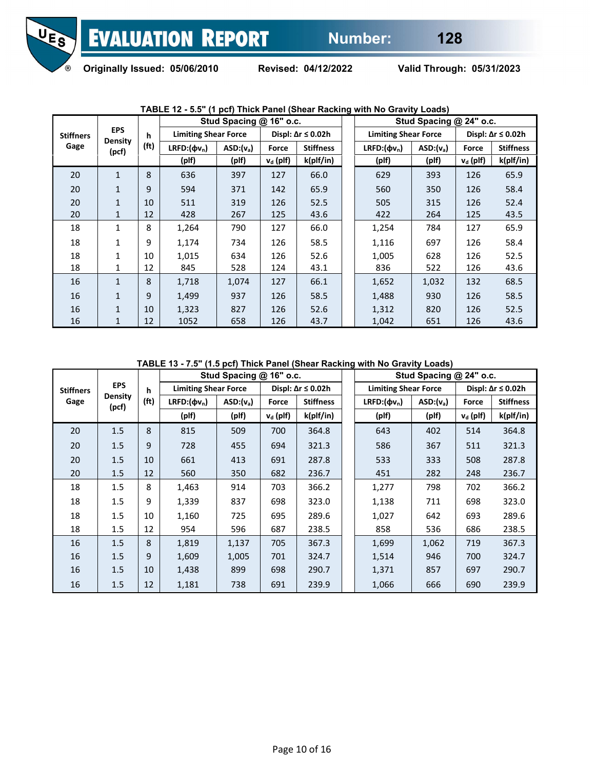**TABLE 12 - 5.5" (1 pcf) Thick Panel (Shear Racking with No Gravity Loads)**

| Stiffners Gage | EPS Density (pcf) | h (ft) | Stud Spacing @ 16" o.c. | | | | Stud Spacing @ 24" o.c. | | | |
|---|---|---|---|---|---|---|---|---|---|---|
| | | | Limiting Shear Force | | Displ: Δr ≤ 0.02h | | Limiting Shear Force | | Displ: Δr ≤ 0.02h | |
| | | | LRFD:($\phi v_n$) | ASD:($v_a$) | Force | Stiffness | LRFD:($\phi v_n$) | ASD:($v_a$) | Force | Stiffness |
| | | | (plf) | (plf) | $v_d$ (plf) | k(plf/in) | (plf) | (plf) | $v_d$ (plf) | k(plf/in) |
| 20 | 1 | 8 | 636 | 397 | 127 | 66.0 | 629 | 393 | 126 | 65.9 |
| 20 | 1 | 9 | 594 | 371 | 142 | 65.9 | 560 | 350 | 126 | 58.4 |
| 20 | 1 | 10 | 511 | 319 | 126 | 52.5 | 505 | 315 | 126 | 52.4 |
| 20 | 1 | 12 | 428 | 267 | 125 | 43.6 | 422 | 264 | 125 | 43.5 |
| 18 | 1 | 8 | 1,264 | 790 | 127 | 66.0 | 1,254 | 784 | 127 | 65.9 |
| 18 | 1 | 9 | 1,174 | 734 | 126 | 58.5 | 1,116 | 697 | 126 | 58.4 |
| 18 | 1 | 10 | 1,015 | 634 | 126 | 52.6 | 1,005 | 628 | 126 | 52.5 |
| 18 | 1 | 12 | 845 | 528 | 124 | 43.1 | 836 | 522 | 126 | 43.6 |
| 16 | 1 | 8 | 1,718 | 1,074 | 127 | 66.1 | 1,652 | 1,032 | 132 | 68.5 |
| 16 | 1 | 9 | 1,499 | 937 | 126 | 58.5 | 1,488 | 930 | 126 | 58.5 |
| 16 | 1 | 10 | 1,323 | 827 | 126 | 52.6 | 1,312 | 820 | 126 | 52.5 |
| 16 | 1 | 12 | 1052 | 658 | 126 | 43.7 | 1,042 | 651 | 126 | 43.6 |

**TABLE 13 - 7.5" (1.5 pcf) Thick Panel (Shear Racking with No Gravity Loads)**

| Stiffners Gage | EPS Density (pcf) | h (ft) | Stud Spacing @ 16" o.c. | | | | Stud Spacing @ 24" o.c. | | | |
|---|---|---|---|---|---|---|---|---|---|---|
| | | | Limiting Shear Force | | Displ: Δr ≤ 0.02h | | Limiting Shear Force | | Displ: Δr ≤ 0.02h | |
| | | | LRFD:($\phi v_n$) | ASD:($v_a$) | Force | Stiffness | LRFD:($\phi v_n$) | ASD:($v_a$) | Force | Stiffness |
| | | | (plf) | (plf) | $v_d$ (plf) | k(plf/in) | (plf) | (plf) | $v_d$ (plf) | k(plf/in) |
| 20 | 1.5 | 8 | 815 | 509 | 700 | 364.8 | 643 | 402 | 514 | 364.8 |
| 20 | 1.5 | 9 | 728 | 455 | 694 | 321.3 | 586 | 367 | 511 | 321.3 |
| 20 | 1.5 | 10 | 661 | 413 | 691 | 287.8 | 533 | 333 | 508 | 287.8 |
| 20 | 1.5 | 12 | 560 | 350 | 682 | 236.7 | 451 | 282 | 248 | 236.7 |
| 18 | 1.5 | 8 | 1,463 | 914 | 703 | 366.2 | 1,277 | 798 | 702 | 366.2 |
| 18 | 1.5 | 9 | 1,339 | 837 | 698 | 323.0 | 1,138 | 711 | 698 | 323.0 |
| 18 | 1.5 | 10 | 1,160 | 725 | 695 | 289.6 | 1,027 | 642 | 693 | 289.6 |
| 18 | 1.5 | 12 | 954 | 596 | 687 | 238.5 | 858 | 536 | 686 | 238.5 |
| 16 | 1.5 | 8 | 1,819 | 1,137 | 705 | 367.3 | 1,699 | 1,062 | 719 | 367.3 |
| 16 | 1.5 | 9 | 1,609 | 1,005 | 701 | 324.7 | 1,514 | 946 | 700 | 324.7 |
| 16 | 1.5 | 10 | 1,438 | 899 | 698 | 290.7 | 1,371 | 857 | 697 | 290.7 |
| 16 | 1.5 | 12 | 1,181 | 738 | 691 | 239.9 | 1,066 | 666 | 690 | 239.9 |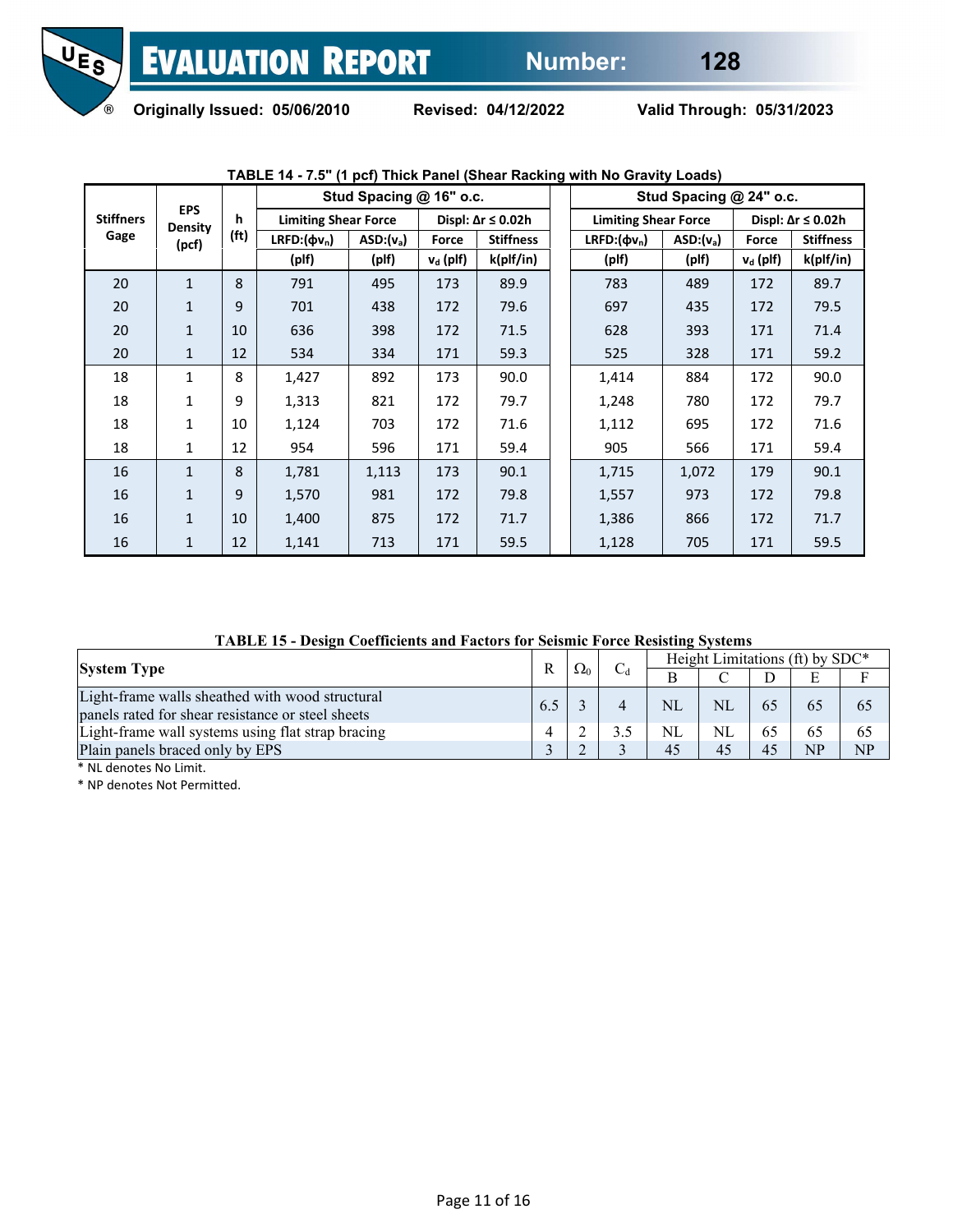**TABLE 14 - 7.5" (1 pcf) Thick Panel (Shear Racking with No Gravity Loads)**

| Stiffners Gage | EPS Density (pcf) | h (ft) | Stud Spacing @ 16" o.c. | | | | Stud Spacing @ 24" o.c. | | | |
|---|---|---|---|---|---|---|---|---|---|---|
| | | | Limiting Shear Force | | Displ: Δr ≤ 0.02h | | Limiting Shear Force | | Displ: Δr ≤ 0.02h | |
| | | | LRFD:($\phi v_n$) | ASD:($v_a$) | Force | Stiffness | LRFD:($\phi v_n$) | ASD:($v_a$) | Force | Stiffness |
| | | | (plf) | (plf) | $v_d$ (plf) | k(plf/in) | (plf) | (plf) | $v_d$ (plf) | k(plf/in) |
| 20 | 1 | 8 | 791 | 495 | 173 | 89.9 | 783 | 489 | 172 | 89.7 |
| 20 | 1 | 9 | 701 | 438 | 172 | 79.6 | 697 | 435 | 172 | 79.5 |
| 20 | 1 | 10 | 636 | 398 | 172 | 71.5 | 628 | 393 | 171 | 71.4 |
| 20 | 1 | 12 | 534 | 334 | 171 | 59.3 | 525 | 328 | 171 | 59.2 |
| 18 | 1 | 8 | 1,427 | 892 | 173 | 90.0 | 1,414 | 884 | 172 | 90.0 |
| 18 | 1 | 9 | 1,313 | 821 | 172 | 79.7 | 1,248 | 780 | 172 | 79.7 |
| 18 | 1 | 10 | 1,124 | 703 | 172 | 71.6 | 1,112 | 695 | 172 | 71.6 |
| 18 | 1 | 12 | 954 | 596 | 171 | 59.4 | 905 | 566 | 171 | 59.4 |
| 16 | 1 | 8 | 1,781 | 1,113 | 173 | 90.1 | 1,715 | 1,072 | 179 | 90.1 |
| 16 | 1 | 9 | 1,570 | 981 | 172 | 79.8 | 1,557 | 973 | 172 | 79.8 |
| 16 | 1 | 10 | 1,400 | 875 | 172 | 71.7 | 1,386 | 866 | 172 | 71.7 |
| 16 | 1 | 12 | 1,141 | 713 | 171 | 59.5 | 1,128 | 705 | 171 | 59.5 |

**TABLE 15 - Design Coefficients and Factors for Seismic Force Resisting Systems**

| System Type | R | $\Omega_0$ | $C_d$ | Height Limitations (ft) by SDC* | | | | |
|---|---|---|---|---|---|---|---|---|
| | | | | B | C | D | E | F |
| Light-frame walls sheathed with wood structural panels rated for shear resistance or steel sheets | 6.5 | 3 | 4 | NL | NL | 65 | 65 | 65 |
| Light-frame wall systems using flat strap bracing | 4 | 2 | 3.5 | NL | NL | 65 | 65 | 65 |
| Plain panels braced only by EPS | 3 | 2 | 3 | 45 | 45 | 45 | NP | NP |

* NL denotes No Limit.

* NP denotes Not Permitted.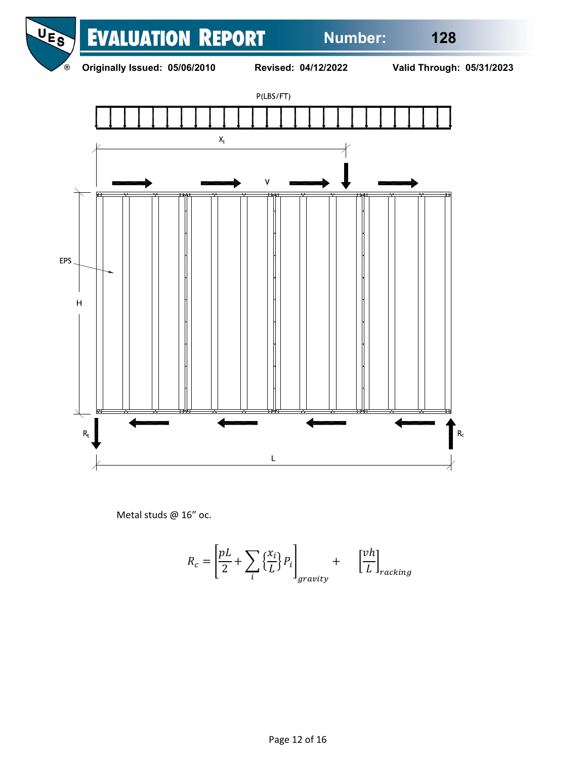P(LBS/FT)

$X_i$

V

EPS

H

$R_t$

$R_c$

L

Metal studs @ 16" oc.

$$R_c = \left[\frac{pL}{2} + \sum_i \left\{\frac{x_i}{L}\right\} P_i\right]_{gravity} + \left[\frac{vh}{L}\right]_{racking}$$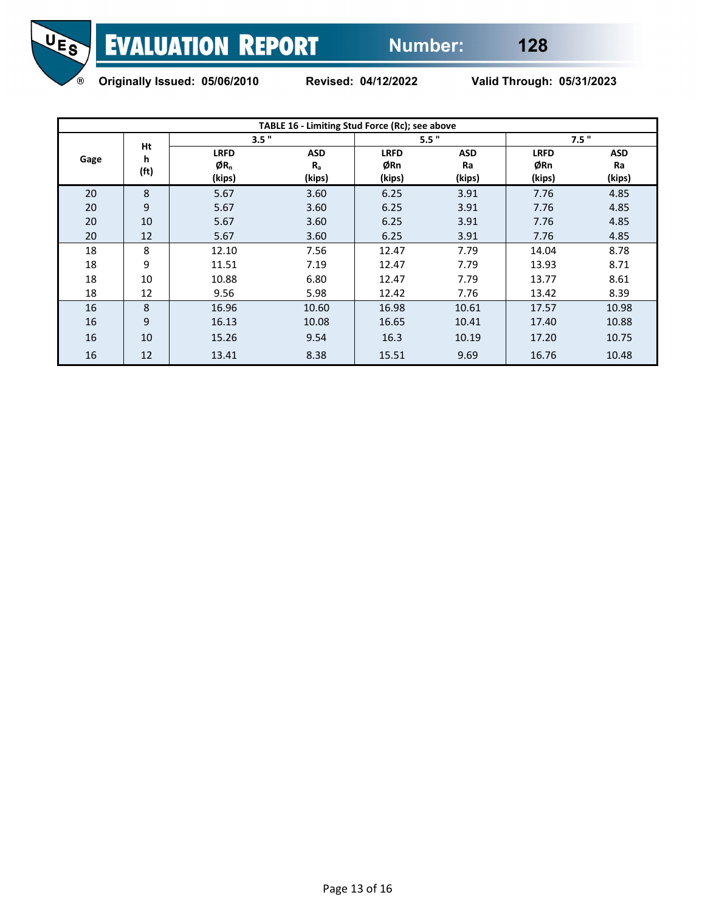| TABLE 16 - Limiting Stud Force (Rc); see above | | | | | | | |
|---|---|---|---|---|---|---|---|
| Gage | Ht h (ft) | 3.5 " | | 5.5 " | | 7.5 " | |
| | | LRFD $ØR_n$ (kips) | ASD $R_a$ (kips) | LRFD ØRn (kips) | ASD Ra (kips) | LRFD ØRn (kips) | ASD Ra (kips) |
| 20 | 8 | 5.67 | 3.60 | 6.25 | 3.91 | 7.76 | 4.85 |
| 20 | 9 | 5.67 | 3.60 | 6.25 | 3.91 | 7.76 | 4.85 |
| 20 | 10 | 5.67 | 3.60 | 6.25 | 3.91 | 7.76 | 4.85 |
| 20 | 12 | 5.67 | 3.60 | 6.25 | 3.91 | 7.76 | 4.85 |
| 18 | 8 | 12.10 | 7.56 | 12.47 | 7.79 | 14.04 | 8.78 |
| 18 | 9 | 11.51 | 7.19 | 12.47 | 7.79 | 13.93 | 8.71 |
| 18 | 10 | 10.88 | 6.80 | 12.47 | 7.79 | 13.77 | 8.61 |
| 18 | 12 | 9.56 | 5.98 | 12.42 | 7.76 | 13.42 | 8.39 |
| 16 | 8 | 16.96 | 10.60 | 16.98 | 10.61 | 17.57 | 10.98 |
| 16 | 9 | 16.13 | 10.08 | 16.65 | 10.41 | 17.40 | 10.88 |
| 16 | 10 | 15.26 | 9.54 | 16.3 | 10.19 | 17.20 | 10.75 |
| 16 | 12 | 13.41 | 8.38 | 15.51 | 9.69 | 16.76 | 10.48 |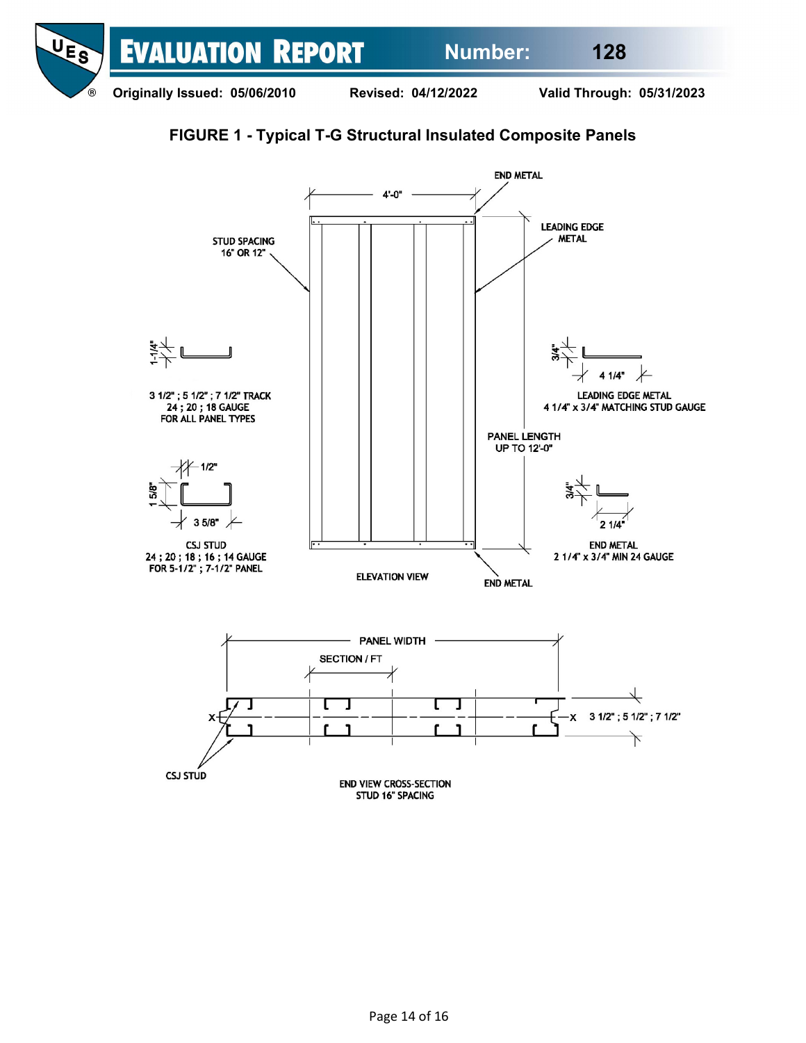# FIGURE 1 - Typical T-G Structural Insulated Composite Panels

4'-0"

END METAL

LEADING EDGE METAL

STUD SPACING 16" OR 12"

1-1/4"

3 1/2" ; 5 1/2" ; 7 1/2" TRACK
24 ; 20 ; 18 GAUGE
FOR ALL PANEL TYPES

3/4"

4 1/4"

LEADING EDGE METAL
4 1/4" x 3/4" MATCHING STUD GAUGE

PANEL LENGTH
UP TO 12'-0"

1/2"

1 5/8"

3 5/8"

CSJ STUD
24 ; 20 ; 18 ; 16 ; 14 GAUGE
FOR 5-1/2" ; 7-1/2" PANEL

3/4"

2 1/4"

END METAL
2 1/4" x 3/4" MIN 24 GAUGE

ELEVATION VIEW

END METAL

PANEL WIDTH

SECTION / FT

X

X

3 1/2" ; 5 1/2" ; 7 1/2"

CSJ STUD

END VIEW CROSS-SECTION
STUD 16" SPACING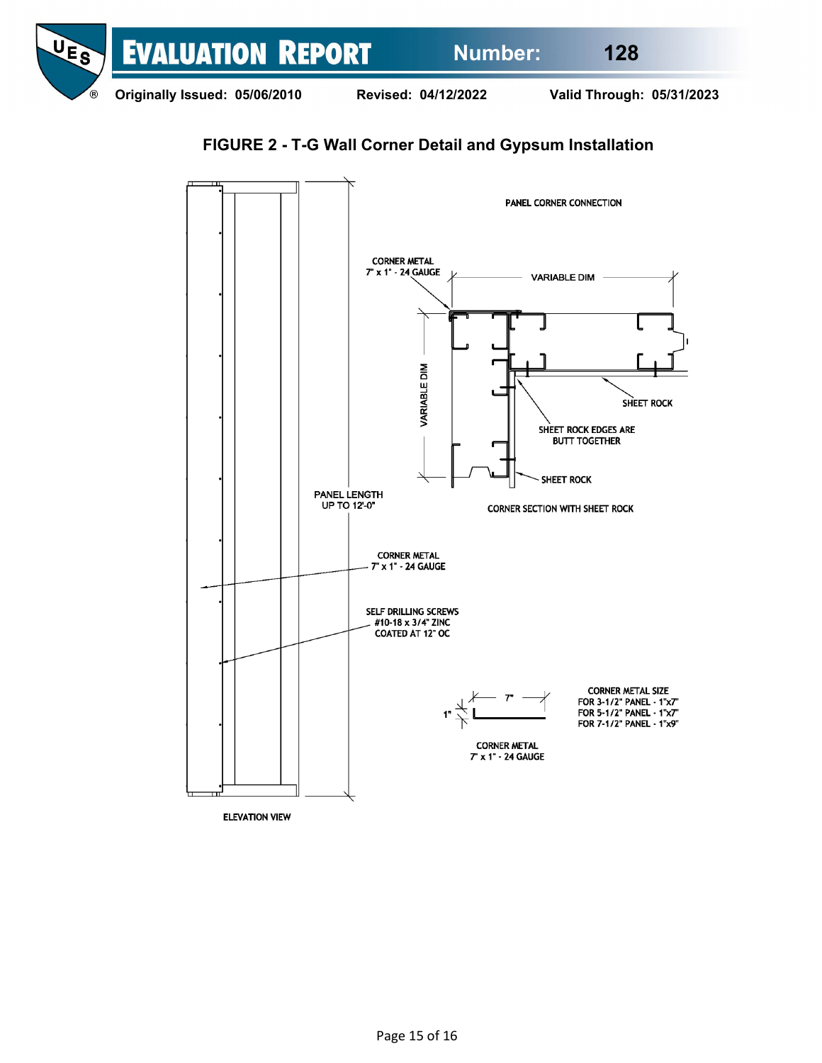## FIGURE 2 - T-G Wall Corner Detail and Gypsum Installation

PANEL CORNER CONNECTION

CORNER METAL
7" x 1" - 24 GAUGE

VARIABLE DIM

VARIABLE DIM

SHEET ROCK

SHEET ROCK EDGES ARE BUTT TOGETHER

SHEET ROCK

CORNER SECTION WITH SHEET ROCK

PANEL LENGTH UP TO 12'-0"

CORNER METAL
7" x 1" - 24 GAUGE

SELF DRILLING SCREWS
#10-18 x 3/4" ZINC COATED AT 12" OC

7"

1"

CORNER METAL
7" x 1" - 24 GAUGE

CORNER METAL SIZE
FOR 3-1/2" PANEL - 1"x7"
FOR 5-1/2" PANEL - 1"x7"
FOR 7-1/2" PANEL - 1"x9"

ELEVATION VIEW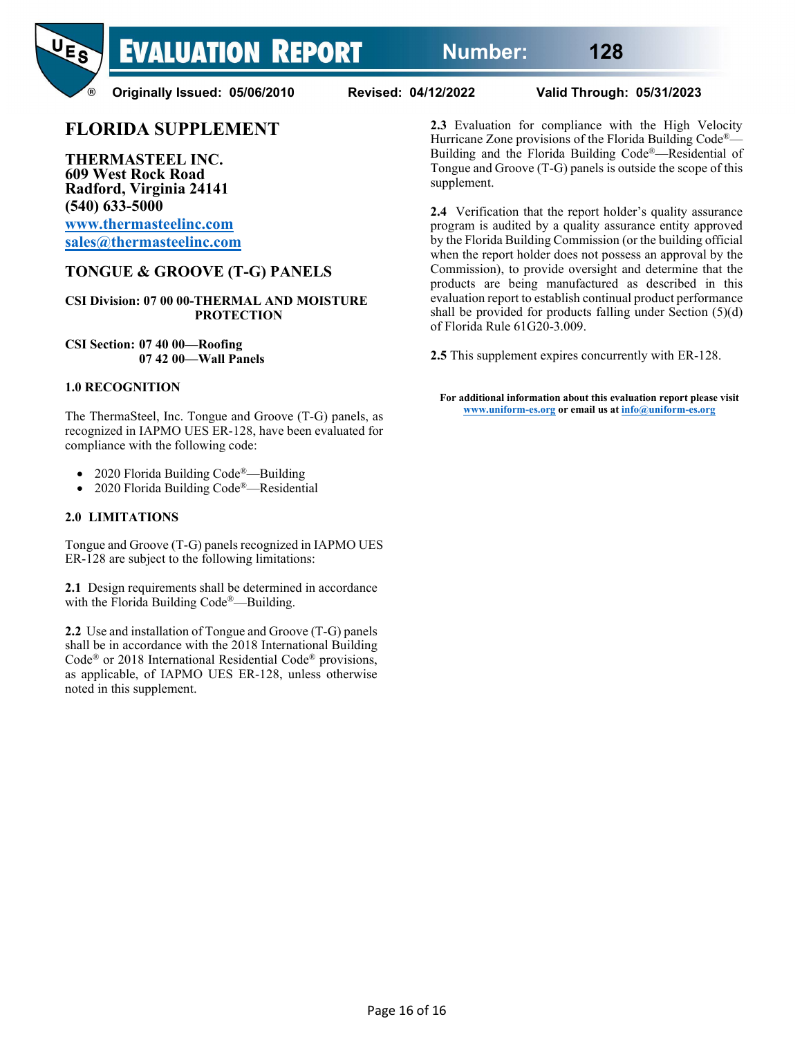# EVALUATION REPORT

**Number: 128**

**Originally Issued: 05/06/2010 Revised: 04/12/2022 Valid Through: 05/31/2023**

## FLORIDA SUPPLEMENT

**THERMASTEEL INC.**
**609 West Rock Road**
**Radford, Virginia 24141**
**(540) 633-5000**
**www.thermasteelinc.com**
**sales@thermasteelinc.com**

## TONGUE & GROOVE (T-G) PANELS

**CSI Division: 07 00 00-THERMAL AND MOISTURE PROTECTION**

**CSI Section: 07 40 00—Roofing**
**07 42 00—Wall Panels**

### 1.0 RECOGNITION

The ThermaSteel, Inc. Tongue and Groove (T-G) panels, as recognized in IAPMO UES ER-128, have been evaluated for compliance with the following code:

- 2020 Florida Building Code®—Building
- 2020 Florida Building Code®—Residential

### 2.0 LIMITATIONS

Tongue and Groove (T-G) panels recognized in IAPMO UES ER-128 are subject to the following limitations:

**2.1** Design requirements shall be determined in accordance with the Florida Building Code®—Building.

**2.2** Use and installation of Tongue and Groove (T-G) panels shall be in accordance with the 2018 International Building Code® or 2018 International Residential Code® provisions, as applicable, of IAPMO UES ER-128, unless otherwise noted in this supplement.

**2.3** Evaluation for compliance with the High Velocity Hurricane Zone provisions of the Florida Building Code®—Building and the Florida Building Code®—Residential of Tongue and Groove (T-G) panels is outside the scope of this supplement.

**2.4** Verification that the report holder's quality assurance program is audited by a quality assurance entity approved by the Florida Building Commission (or the building official when the report holder does not possess an approval by the Commission), to provide oversight and determine that the products are being manufactured as described in this evaluation report to establish continual product performance shall be provided for products falling under Section (5)(d) of Florida Rule 61G20-3.009.

**2.5** This supplement expires concurrently with ER-128.

**For additional information about this evaluation report please visit www.uniform-es.org or email us at info@uniform-es.org**